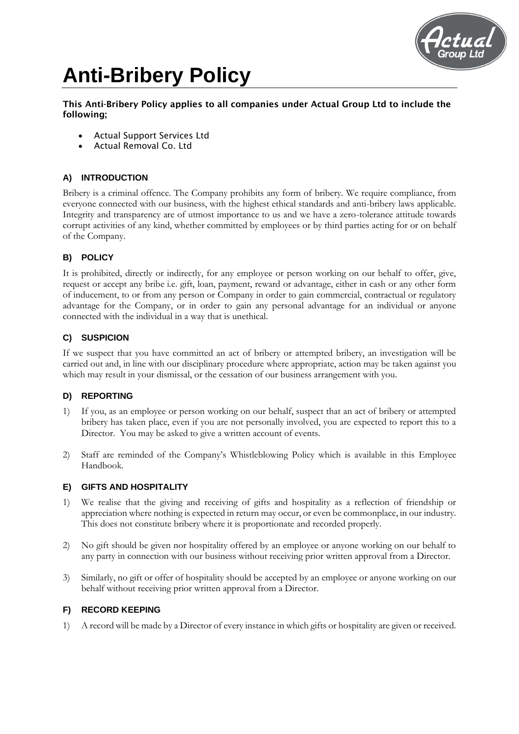# Anti-Bribery Policy

**This Anti-Bribery Policy applies to all companies under Actual Group Ltd to include the following;**

- Actual Support Services Ltd
- Actual Removal Co. Ltd

## A) INTRODUCTION

Bribery is a criminal offence. The Company prohibits any form of bribery. We require compliance, from everyone connected with our business, with the highest ethical standards and anti-bribery laws applicable. Integrity and transparency are of utmost importance to us and we have a zero-tolerance attitude towards corrupt activities of any kind, whether committed by employees or by third parties acting for or on behalf of the Company.

## B) POLICY

It is prohibited, directly or indirectly, for any employee or person working on our behalf to offer, give, request or accept any bribe i.e. gift, loan, payment, reward or advantage, either in cash or any other form of inducement, to or from any person or Company in order to gain commercial, contractual or regulatory advantage for the Company, or in order to gain any personal advantage for an individual or anyone connected with the individual in a way that is unethical.

## C) SUSPICION

If we suspect that you have committed an act of bribery or attempted bribery, an investigation will be carried out and, in line with our disciplinary procedure where appropriate, action may be taken against you which may result in your dismissal, or the cessation of our business arrangement with you.

## D) REPORTING

1) If you, as an employee or person working on our behalf, suspect that an act of bribery or attempted bribery has taken place, even if you are not personally involved, you are expected to report this to a Director. You may be asked to give a written account of events.

2) Staff are reminded of the Company's Whistleblowing Policy which is available in this Employee Handbook.

## E) GIFTS AND HOSPITALITY

1) We realise that the giving and receiving of gifts and hospitality as a reflection of friendship or appreciation where nothing is expected in return may occur, or even be commonplace, in our industry. This does not constitute bribery where it is proportionate and recorded properly.

2) No gift should be given nor hospitality offered by an employee or anyone working on our behalf to any party in connection with our business without receiving prior written approval from a Director.

3) Similarly, no gift or offer of hospitality should be accepted by an employee or anyone working on our behalf without receiving prior written approval from a Director.

## F) RECORD KEEPING

1) A record will be made by a Director of every instance in which gifts or hospitality are given or received.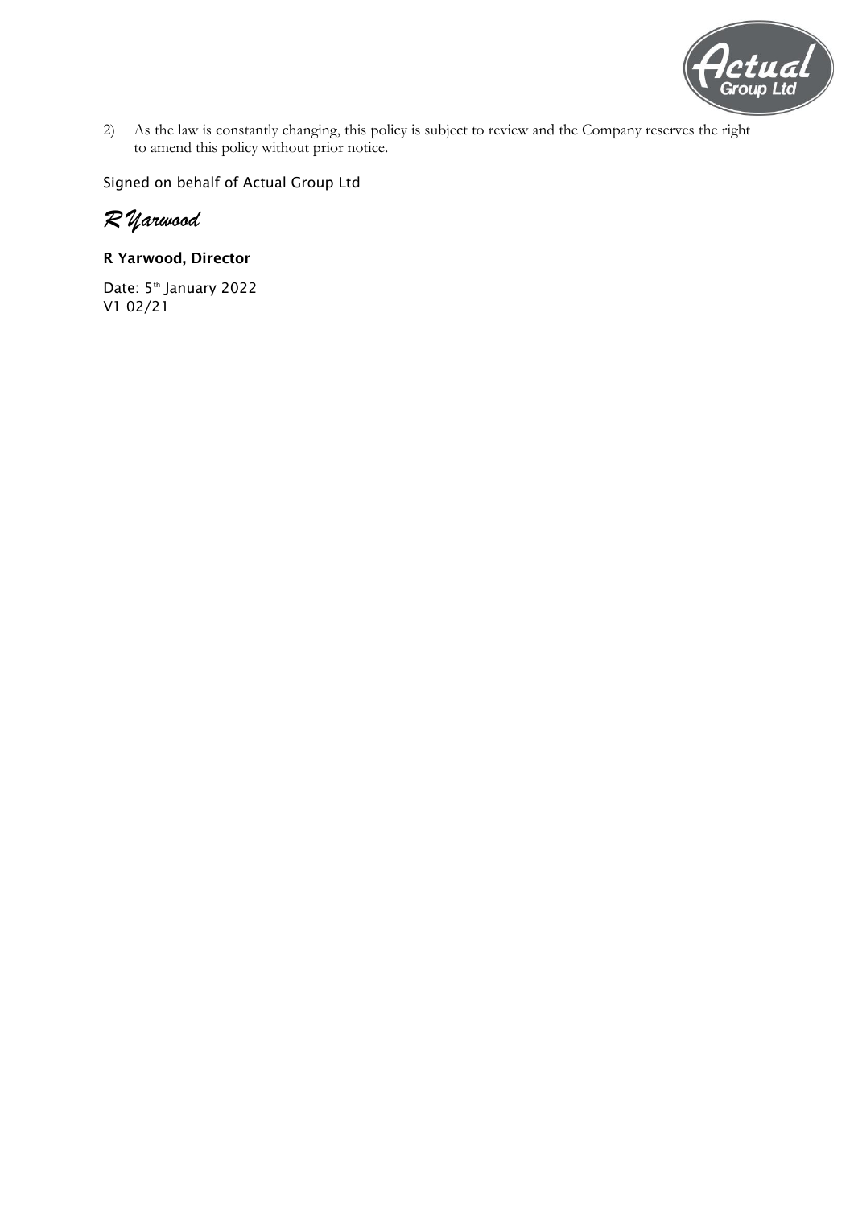2) As the law is constantly changing, this policy is subject to review and the Company reserves the right to amend this policy without prior notice.

Signed on behalf of Actual Group Ltd

*R Yarwood*

**R Yarwood, Director**

Date: 5th January 2022
V1 02/21